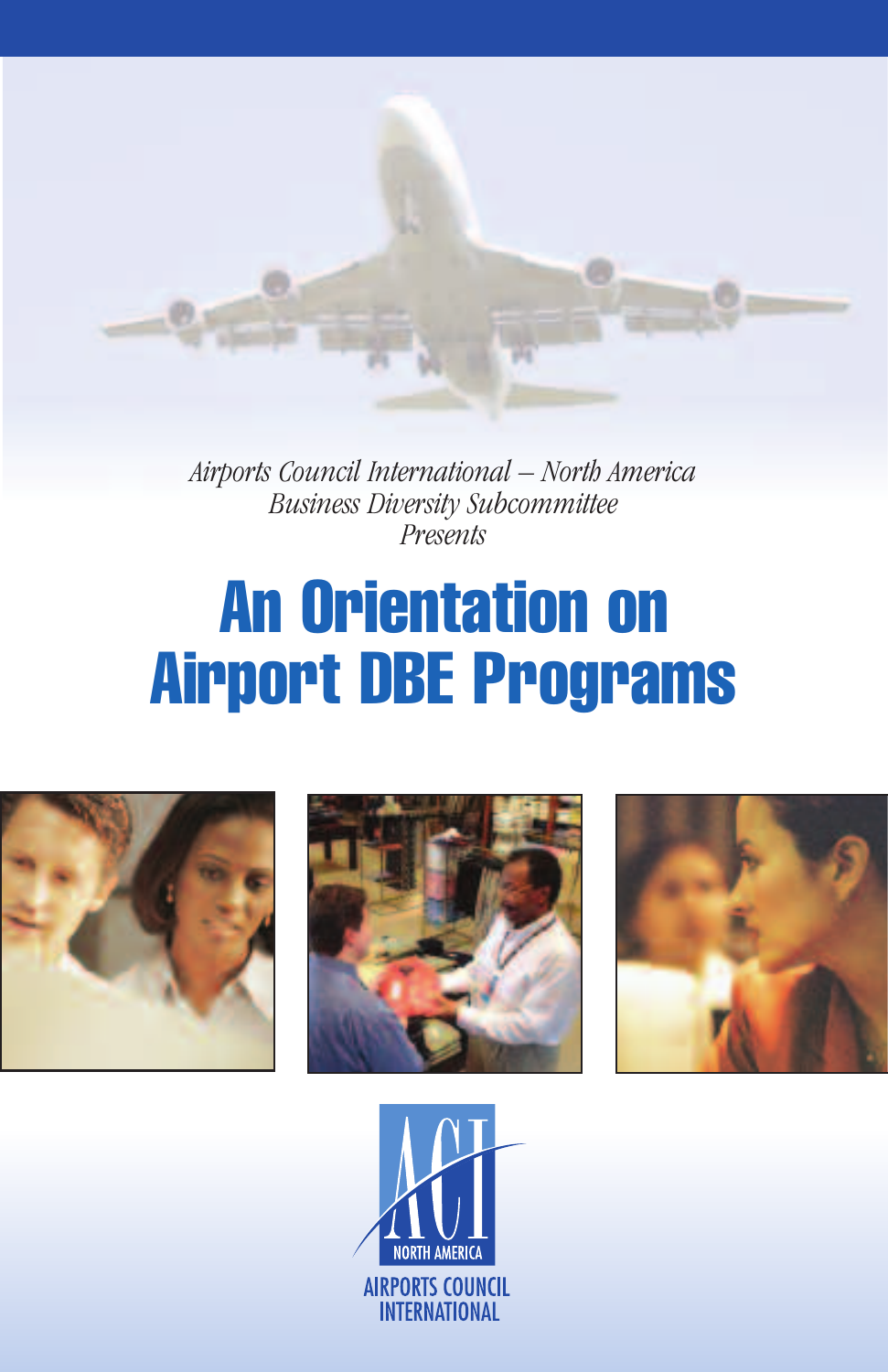*Airports Council International – North America*
*Business Diversity Subcommittee*
*Presents*

# An Orientation on Airport DBE Programs

NORTH AMERICA
AIRPORTS COUNCIL INTERNATIONAL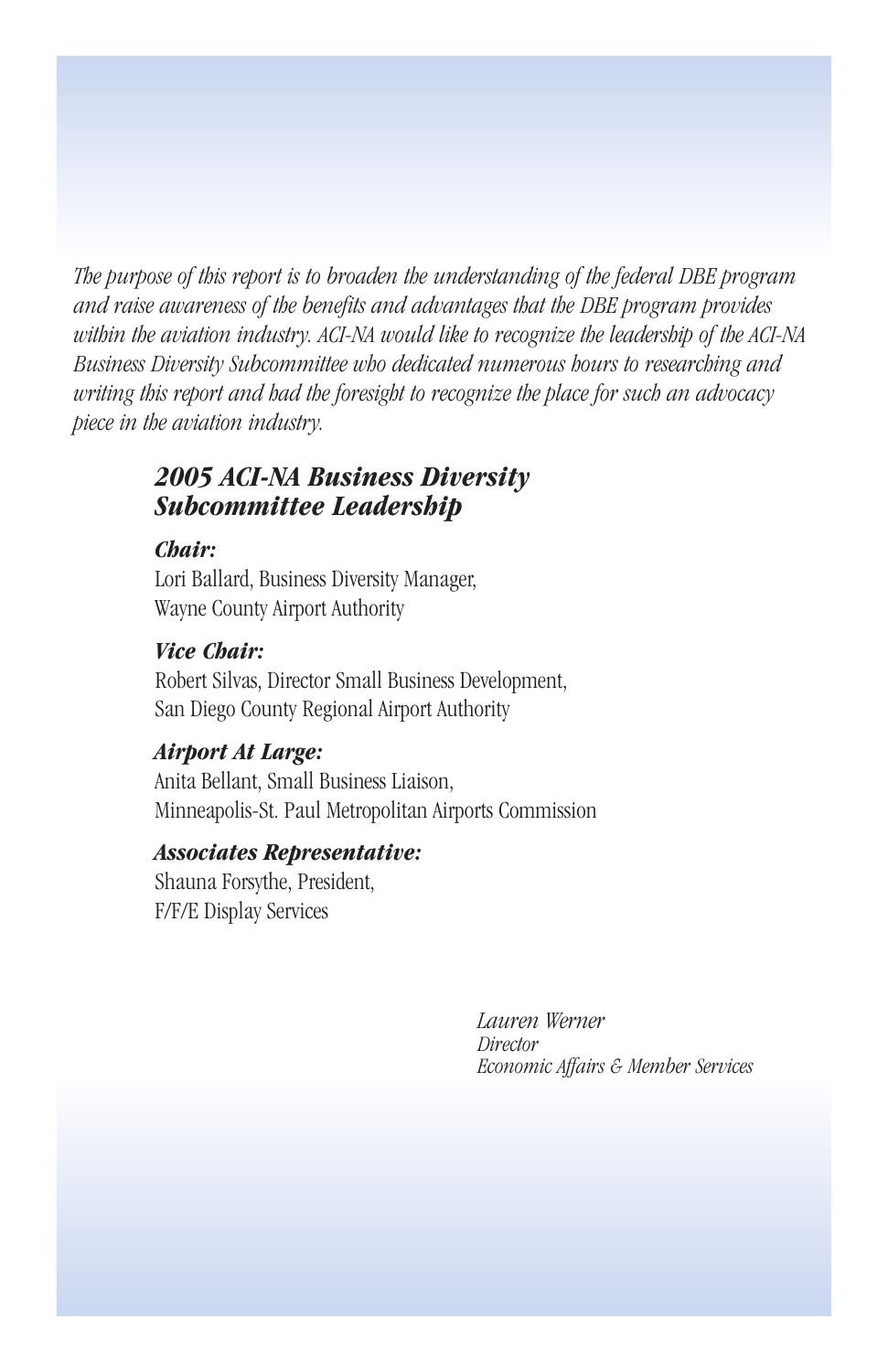*The purpose of this report is to broaden the understanding of the federal DBE program and raise awareness of the benefits and advantages that the DBE program provides within the aviation industry. ACI-NA would like to recognize the leadership of the ACI-NA Business Diversity Subcommittee who dedicated numerous hours to researching and writing this report and had the foresight to recognize the place for such an advocacy piece in the aviation industry.*

## *2005 ACI-NA Business Diversity Subcommittee Leadership*

***Chair:***
Lori Ballard, Business Diversity Manager,
Wayne County Airport Authority

***Vice Chair:***
Robert Silvas, Director Small Business Development,
San Diego County Regional Airport Authority

***Airport At Large:***
Anita Bellant, Small Business Liaison,
Minneapolis-St. Paul Metropolitan Airports Commission

***Associates Representative:***
Shauna Forsythe, President,
F/F/E Display Services

*Lauren Werner*
*Director*
*Economic Affairs & Member Services*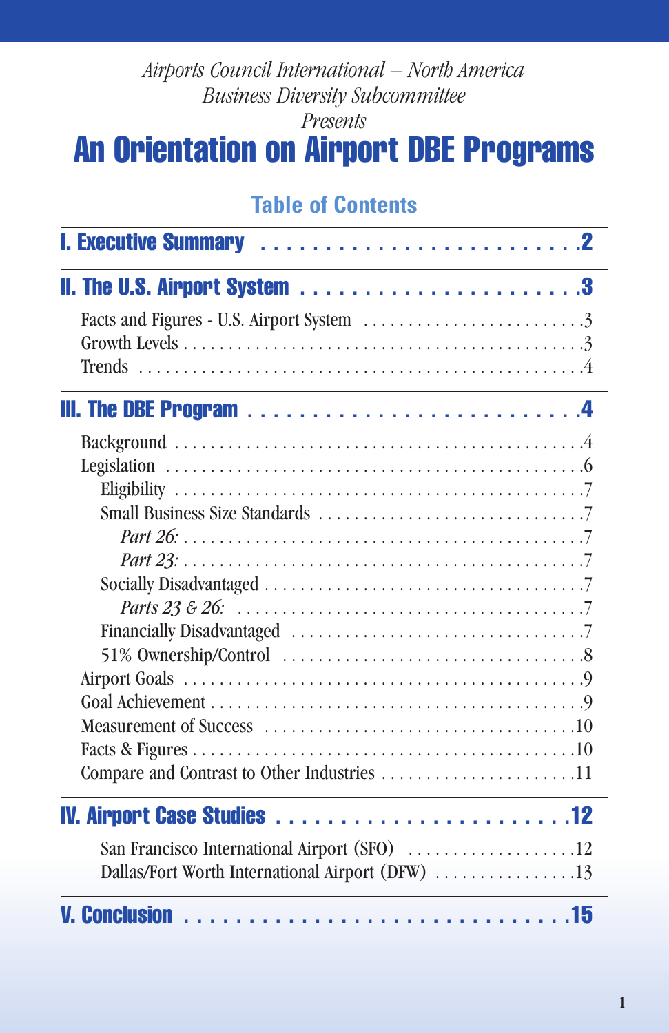*Airports Council International – North America*
*Business Diversity Subcommittee*
*Presents*

# An Orientation on Airport DBE Programs

## Table of Contents

**I. Executive Summary** . . . . . . . . . . . . . . . . . . . . . . . . . 2

**II. The U.S. Airport System** . . . . . . . . . . . . . . . . . . . . . . 3

- Facts and Figures - U.S. Airport System . . . . . . . . . . . . . 3
- Growth Levels . . . . . . . . . . . . . . . . . . . . . . . . . . . . 3
- Trends . . . . . . . . . . . . . . . . . . . . . . . . . . . . . . . 4

**III. The DBE Program** . . . . . . . . . . . . . . . . . . . . . . . . . 4

- Background . . . . . . . . . . . . . . . . . . . . . . . . . . . . . 4
- Legislation . . . . . . . . . . . . . . . . . . . . . . . . . . . . . 6
  - Eligibility . . . . . . . . . . . . . . . . . . . . . . . . . . . . 7
  - Small Business Size Standards . . . . . . . . . . . . . . . . . 7
    - *Part 26:* . . . . . . . . . . . . . . . . . . . . . . . . . . . 7
    - *Part 23:* . . . . . . . . . . . . . . . . . . . . . . . . . . . 7
  - Socially Disadvantaged . . . . . . . . . . . . . . . . . . . . . 7
    - *Parts 23 & 26:* . . . . . . . . . . . . . . . . . . . . . . . 7
  - Financially Disadvantaged . . . . . . . . . . . . . . . . . . . 7
  - 51% Ownership/Control . . . . . . . . . . . . . . . . . . . . . 8
- Airport Goals . . . . . . . . . . . . . . . . . . . . . . . . . . . . 9
- Goal Achievement . . . . . . . . . . . . . . . . . . . . . . . . . . 9
- Measurement of Success . . . . . . . . . . . . . . . . . . . . . . 10
- Facts & Figures . . . . . . . . . . . . . . . . . . . . . . . . . . 10
- Compare and Contrast to Other Industries . . . . . . . . . . . . 11

**IV. Airport Case Studies** . . . . . . . . . . . . . . . . . . . . . . . 12

- San Francisco International Airport (SFO) . . . . . . . . . . . 12
- Dallas/Fort Worth International Airport (DFW) . . . . . . . . . 13

**V. Conclusion** . . . . . . . . . . . . . . . . . . . . . . . . . . . . . 15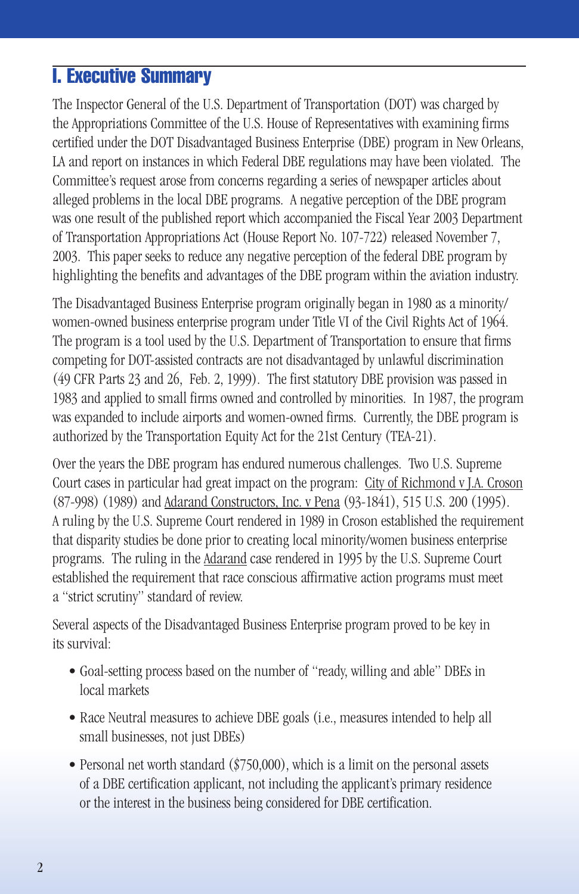# I. Executive Summary

The Inspector General of the U.S. Department of Transportation (DOT) was charged by the Appropriations Committee of the U.S. House of Representatives with examining firms certified under the DOT Disadvantaged Business Enterprise (DBE) program in New Orleans, LA and report on instances in which Federal DBE regulations may have been violated. The Committee's request arose from concerns regarding a series of newspaper articles about alleged problems in the local DBE programs. A negative perception of the DBE program was one result of the published report which accompanied the Fiscal Year 2003 Department of Transportation Appropriations Act (House Report No. 107-722) released November 7, 2003. This paper seeks to reduce any negative perception of the federal DBE program by highlighting the benefits and advantages of the DBE program within the aviation industry.

The Disadvantaged Business Enterprise program originally began in 1980 as a minority/women-owned business enterprise program under Title VI of the Civil Rights Act of 1964. The program is a tool used by the U.S. Department of Transportation to ensure that firms competing for DOT-assisted contracts are not disadvantaged by unlawful discrimination (49 CFR Parts 23 and 26, Feb. 2, 1999). The first statutory DBE provision was passed in 1983 and applied to small firms owned and controlled by minorities. In 1987, the program was expanded to include airports and women-owned firms. Currently, the DBE program is authorized by the Transportation Equity Act for the 21st Century (TEA-21).

Over the years the DBE program has endured numerous challenges. Two U.S. Supreme Court cases in particular had great impact on the program: City of Richmond v J.A. Croson (87-998) (1989) and Adarand Constructors, Inc. v Pena (93-1841), 515 U.S. 200 (1995). A ruling by the U.S. Supreme Court rendered in 1989 in Croson established the requirement that disparity studies be done prior to creating local minority/women business enterprise programs. The ruling in the Adarand case rendered in 1995 by the U.S. Supreme Court established the requirement that race conscious affirmative action programs must meet a "strict scrutiny" standard of review.

Several aspects of the Disadvantaged Business Enterprise program proved to be key in its survival:

- Goal-setting process based on the number of "ready, willing and able" DBEs in local markets
- Race Neutral measures to achieve DBE goals (i.e., measures intended to help all small businesses, not just DBEs)
- Personal net worth standard ($750,000), which is a limit on the personal assets of a DBE certification applicant, not including the applicant's primary residence or the interest in the business being considered for DBE certification.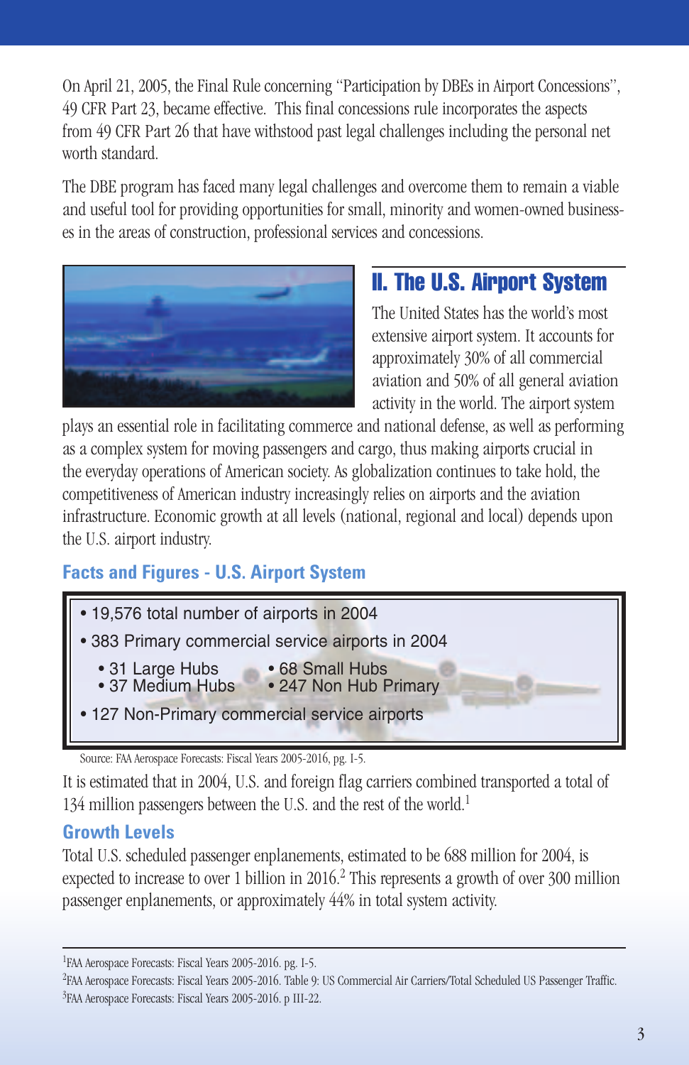On April 21, 2005, the Final Rule concerning "Participation by DBEs in Airport Concessions", 49 CFR Part 23, became effective. This final concessions rule incorporates the aspects from 49 CFR Part 26 that have withstood past legal challenges including the personal net worth standard.

The DBE program has faced many legal challenges and overcome them to remain a viable and useful tool for providing opportunities for small, minority and women-owned businesses in the areas of construction, professional services and concessions.

## II. The U.S. Airport System

The United States has the world's most extensive airport system. It accounts for approximately 30% of all commercial aviation and 50% of all general aviation activity in the world. The airport system plays an essential role in facilitating commerce and national defense, as well as performing as a complex system for moving passengers and cargo, thus making airports crucial in the everyday operations of American society. As globalization continues to take hold, the competitiveness of American industry increasingly relies on airports and the aviation infrastructure. Economic growth at all levels (national, regional and local) depends upon the U.S. airport industry.

### Facts and Figures - U.S. Airport System

- 19,576 total number of airports in 2004
- 383 Primary commercial service airports in 2004
  - 31 Large Hubs
  - 37 Medium Hubs
  - 68 Small Hubs
  - 247 Non Hub Primary
- 127 Non-Primary commercial service airports

Source: FAA Aerospace Forecasts: Fiscal Years 2005-2016, pg. I-5.

It is estimated that in 2004, U.S. and foreign flag carriers combined transported a total of 134 million passengers between the U.S. and the rest of the world.[1]

### Growth Levels

Total U.S. scheduled passenger enplanements, estimated to be 688 million for 2004, is expected to increase to over 1 billion in 2016.[2] This represents a growth of over 300 million passenger enplanements, or approximately 44% in total system activity.

---

[1] FAA Aerospace Forecasts: Fiscal Years 2005-2016. pg. I-5.

[2] FAA Aerospace Forecasts: Fiscal Years 2005-2016. Table 9: US Commercial Air Carriers/Total Scheduled US Passenger Traffic.

[3] FAA Aerospace Forecasts: Fiscal Years 2005-2016. p III-22.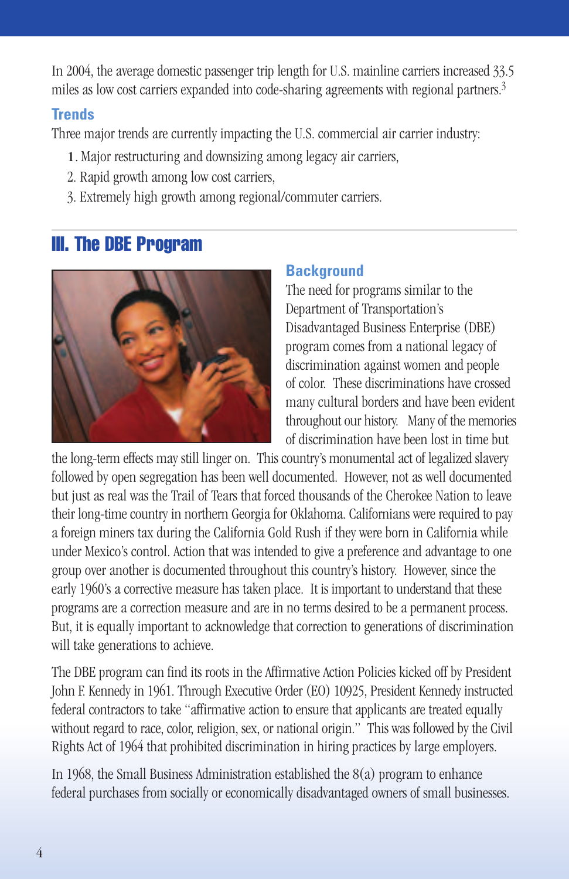In 2004, the average domestic passenger trip length for U.S. mainline carriers increased 33.5 miles as low cost carriers expanded into code-sharing agreements with regional partners.[3]

### Trends

Three major trends are currently impacting the U.S. commercial air carrier industry:

1. Major restructuring and downsizing among legacy air carriers,
2. Rapid growth among low cost carriers,
3. Extremely high growth among regional/commuter carriers.

## III. The DBE Program

### Background

The need for programs similar to the Department of Transportation's Disadvantaged Business Enterprise (DBE) program comes from a national legacy of discrimination against women and people of color. These discriminations have crossed many cultural borders and have been evident throughout our history. Many of the memories of discrimination have been lost in time but the long-term effects may still linger on. This country's monumental act of legalized slavery followed by open segregation has been well documented. However, not as well documented but just as real was the Trail of Tears that forced thousands of the Cherokee Nation to leave their long-time country in northern Georgia for Oklahoma. Californians were required to pay a foreign miners tax during the California Gold Rush if they were born in California while under Mexico's control. Action that was intended to give a preference and advantage to one group over another is documented throughout this country's history. However, since the early 1960's a corrective measure has taken place. It is important to understand that these programs are a correction measure and are in no terms desired to be a permanent process. But, it is equally important to acknowledge that correction to generations of discrimination will take generations to achieve.

The DBE program can find its roots in the Affirmative Action Policies kicked off by President John F. Kennedy in 1961. Through Executive Order (EO) 10925, President Kennedy instructed federal contractors to take "affirmative action to ensure that applicants are treated equally without regard to race, color, religion, sex, or national origin." This was followed by the Civil Rights Act of 1964 that prohibited discrimination in hiring practices by large employers.

In 1968, the Small Business Administration established the 8(a) program to enhance federal purchases from socially or economically disadvantaged owners of small businesses.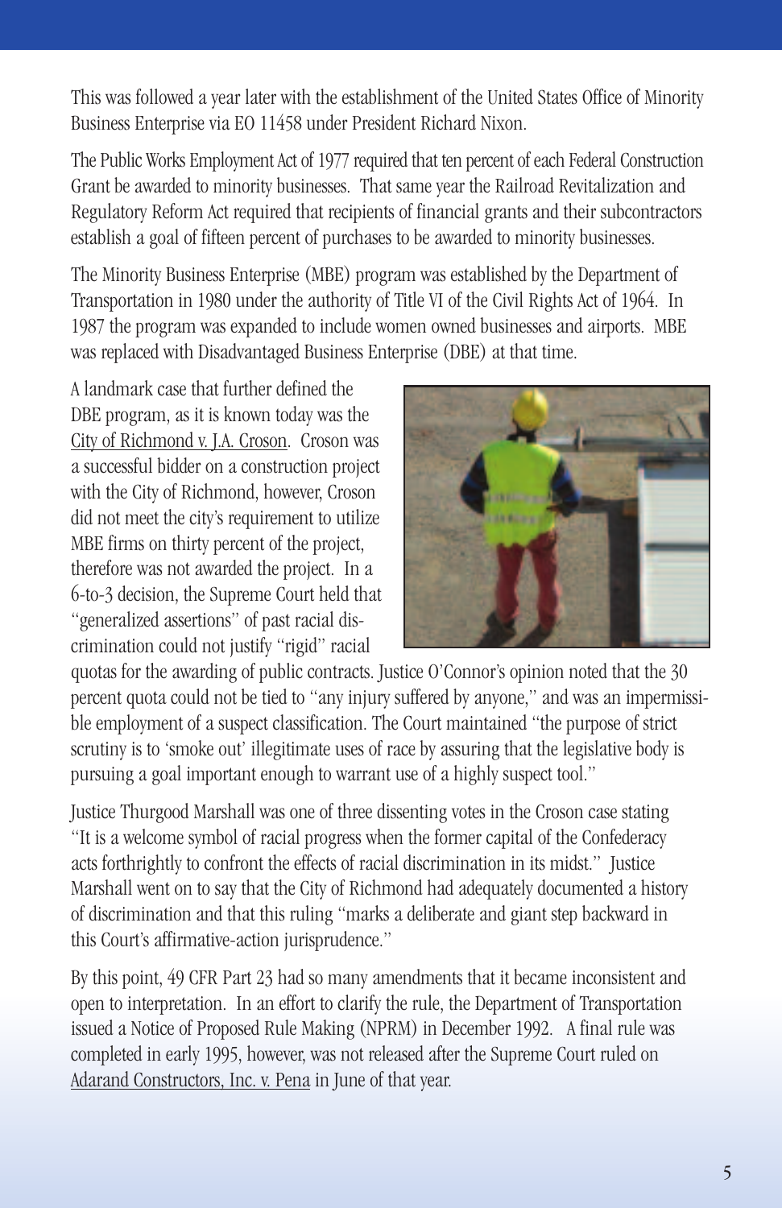This was followed a year later with the establishment of the United States Office of Minority Business Enterprise via EO 11458 under President Richard Nixon.

The Public Works Employment Act of 1977 required that ten percent of each Federal Construction Grant be awarded to minority businesses. That same year the Railroad Revitalization and Regulatory Reform Act required that recipients of financial grants and their subcontractors establish a goal of fifteen percent of purchases to be awarded to minority businesses.

The Minority Business Enterprise (MBE) program was established by the Department of Transportation in 1980 under the authority of Title VI of the Civil Rights Act of 1964. In 1987 the program was expanded to include women owned businesses and airports. MBE was replaced with Disadvantaged Business Enterprise (DBE) at that time.

A landmark case that further defined the DBE program, as it is known today was the City of Richmond v. J.A. Croson. Croson was a successful bidder on a construction project with the City of Richmond, however, Croson did not meet the city's requirement to utilize MBE firms on thirty percent of the project, therefore was not awarded the project. In a 6-to-3 decision, the Supreme Court held that "generalized assertions" of past racial discrimination could not justify "rigid" racial quotas for the awarding of public contracts. Justice O'Connor's opinion noted that the 30 percent quota could not be tied to "any injury suffered by anyone," and was an impermissible employment of a suspect classification. The Court maintained "the purpose of strict scrutiny is to 'smoke out' illegitimate uses of race by assuring that the legislative body is pursuing a goal important enough to warrant use of a highly suspect tool."

Justice Thurgood Marshall was one of three dissenting votes in the Croson case stating "It is a welcome symbol of racial progress when the former capital of the Confederacy acts forthrightly to confront the effects of racial discrimination in its midst." Justice Marshall went on to say that the City of Richmond had adequately documented a history of discrimination and that this ruling "marks a deliberate and giant step backward in this Court's affirmative-action jurisprudence."

By this point, 49 CFR Part 23 had so many amendments that it became inconsistent and open to interpretation. In an effort to clarify the rule, the Department of Transportation issued a Notice of Proposed Rule Making (NPRM) in December 1992. A final rule was completed in early 1995, however, was not released after the Supreme Court ruled on Adarand Constructors, Inc. v. Pena in June of that year.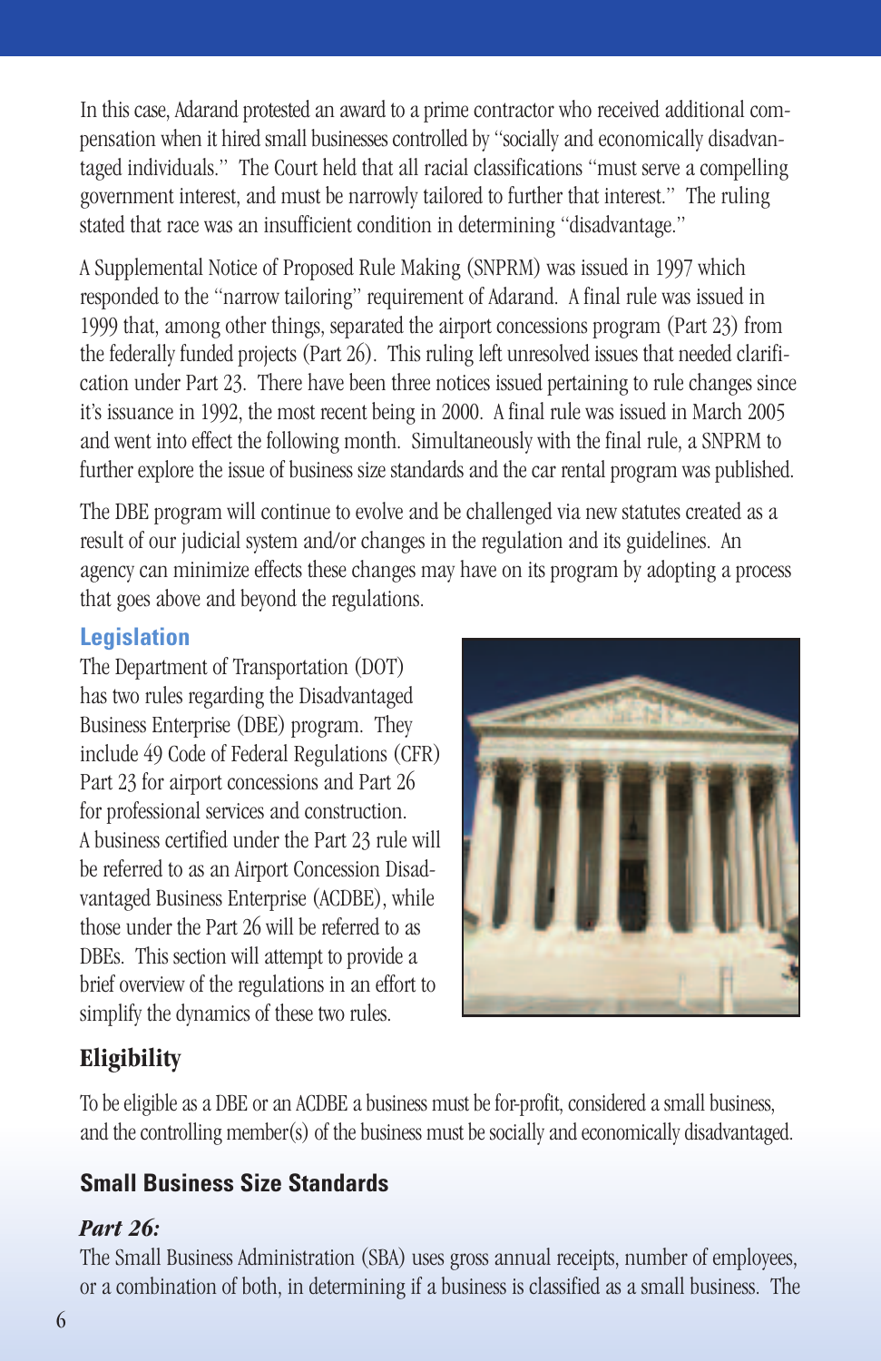In this case, Adarand protested an award to a prime contractor who received additional compensation when it hired small businesses controlled by "socially and economically disadvantaged individuals." The Court held that all racial classifications "must serve a compelling government interest, and must be narrowly tailored to further that interest." The ruling stated that race was an insufficient condition in determining "disadvantage."

A Supplemental Notice of Proposed Rule Making (SNPRM) was issued in 1997 which responded to the "narrow tailoring" requirement of Adarand. A final rule was issued in 1999 that, among other things, separated the airport concessions program (Part 23) from the federally funded projects (Part 26). This ruling left unresolved issues that needed clarification under Part 23. There have been three notices issued pertaining to rule changes since it's issuance in 1992, the most recent being in 2000. A final rule was issued in March 2005 and went into effect the following month. Simultaneously with the final rule, a SNPRM to further explore the issue of business size standards and the car rental program was published.

The DBE program will continue to evolve and be challenged via new statutes created as a result of our judicial system and/or changes in the regulation and its guidelines. An agency can minimize effects these changes may have on its program by adopting a process that goes above and beyond the regulations.

### Legislation

The Department of Transportation (DOT) has two rules regarding the Disadvantaged Business Enterprise (DBE) program. They include 49 Code of Federal Regulations (CFR) Part 23 for airport concessions and Part 26 for professional services and construction. A business certified under the Part 23 rule will be referred to as an Airport Concession Disadvantaged Business Enterprise (ACDBE), while those under the Part 26 will be referred to as DBEs. This section will attempt to provide a brief overview of the regulations in an effort to simplify the dynamics of these two rules.

## Eligibility

To be eligible as a DBE or an ACDBE a business must be for-profit, considered a small business, and the controlling member(s) of the business must be socially and economically disadvantaged.

### Small Business Size Standards

#### *Part 26:*

The Small Business Administration (SBA) uses gross annual receipts, number of employees, or a combination of both, in determining if a business is classified as a small business. The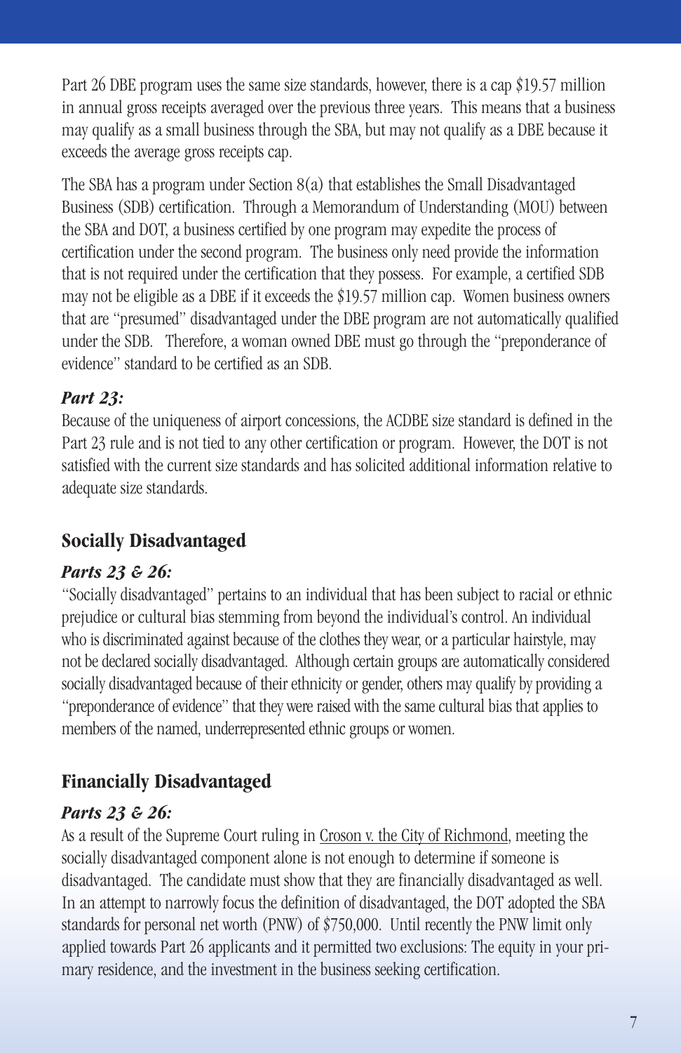Part 26 DBE program uses the same size standards, however, there is a cap $19.57 million in annual gross receipts averaged over the previous three years. This means that a business may qualify as a small business through the SBA, but may not qualify as a DBE because it exceeds the average gross receipts cap.

The SBA has a program under Section 8(a) that establishes the Small Disadvantaged Business (SDB) certification. Through a Memorandum of Understanding (MOU) between the SBA and DOT, a business certified by one program may expedite the process of certification under the second program. The business only need provide the information that is not required under the certification that they possess. For example, a certified SDB may not be eligible as a DBE if it exceeds the $19.57 million cap. Women business owners that are "presumed" disadvantaged under the DBE program are not automatically qualified under the SDB. Therefore, a woman owned DBE must go through the "preponderance of evidence" standard to be certified as an SDB.

### *Part 23:*

Because of the uniqueness of airport concessions, the ACDBE size standard is defined in the Part 23 rule and is not tied to any other certification or program. However, the DOT is not satisfied with the current size standards and has solicited additional information relative to adequate size standards.

## Socially Disadvantaged

### *Parts 23 & 26:*

"Socially disadvantaged" pertains to an individual that has been subject to racial or ethnic prejudice or cultural bias stemming from beyond the individual's control. An individual who is discriminated against because of the clothes they wear, or a particular hairstyle, may not be declared socially disadvantaged. Although certain groups are automatically considered socially disadvantaged because of their ethnicity or gender, others may qualify by providing a "preponderance of evidence" that they were raised with the same cultural bias that applies to members of the named, underrepresented ethnic groups or women.

## Financially Disadvantaged

### *Parts 23 & 26:*

As a result of the Supreme Court ruling in Croson v. the City of Richmond, meeting the socially disadvantaged component alone is not enough to determine if someone is disadvantaged. The candidate must show that they are financially disadvantaged as well. In an attempt to narrowly focus the definition of disadvantaged, the DOT adopted the SBA standards for personal net worth (PNW) of $750,000. Until recently the PNW limit only applied towards Part 26 applicants and it permitted two exclusions: The equity in your primary residence, and the investment in the business seeking certification.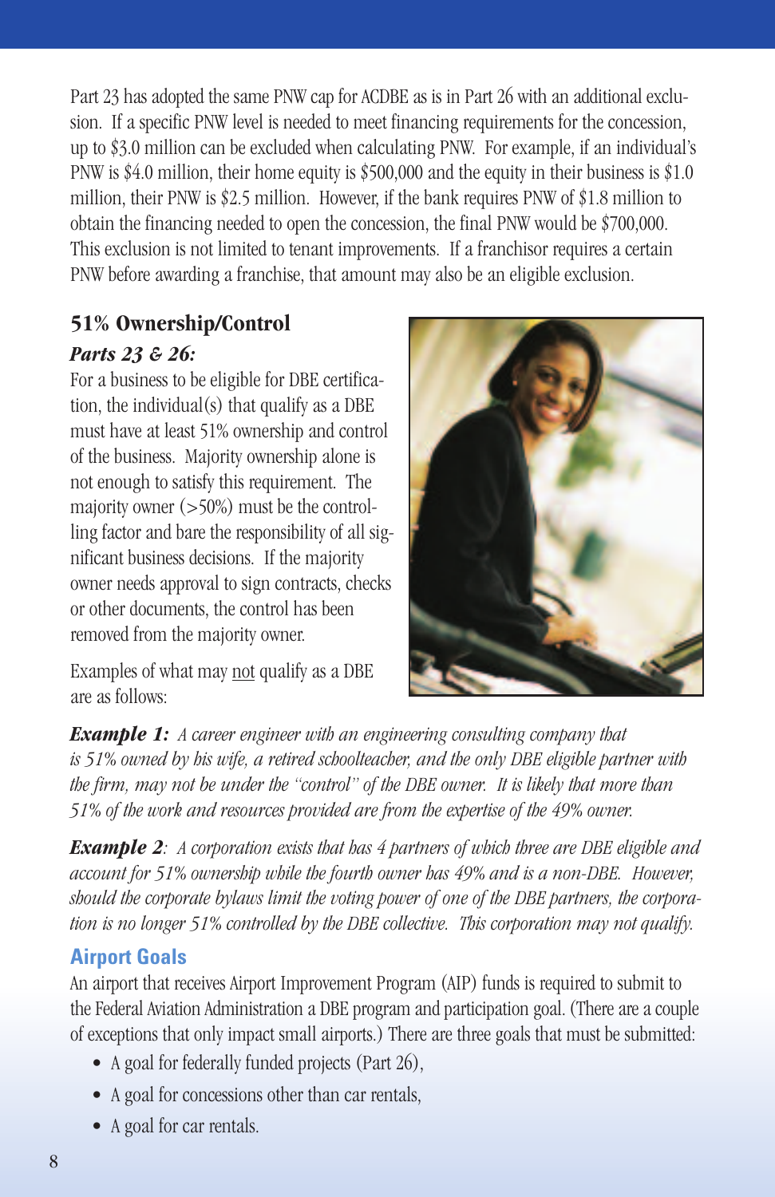Part 23 has adopted the same PNW cap for ACDBE as is in Part 26 with an additional exclusion. If a specific PNW level is needed to meet financing requirements for the concession, up to $3.0 million can be excluded when calculating PNW. For example, if an individual's PNW is $4.0 million, their home equity is $500,000 and the equity in their business is $1.0 million, their PNW is $2.5 million. However, if the bank requires PNW of $1.8 million to obtain the financing needed to open the concession, the final PNW would be $700,000. This exclusion is not limited to tenant improvements. If a franchisor requires a certain PNW before awarding a franchise, that amount may also be an eligible exclusion.

## 51% Ownership/Control

### *Parts 23 & 26:*

For a business to be eligible for DBE certification, the individual(s) that qualify as a DBE must have at least 51% ownership and control of the business. Majority ownership alone is not enough to satisfy this requirement. The majority owner (>50%) must be the controlling factor and bare the responsibility of all significant business decisions. If the majority owner needs approval to sign contracts, checks or other documents, the control has been removed from the majority owner.

Examples of what may not qualify as a DBE are as follows:

***Example 1:*** *A career engineer with an engineering consulting company that is 51% owned by his wife, a retired schoolteacher, and the only DBE eligible partner with the firm, may not be under the "control" of the DBE owner. It is likely that more than 51% of the work and resources provided are from the expertise of the 49% owner.*

***Example 2****: A corporation exists that has 4 partners of which three are DBE eligible and account for 51% ownership while the fourth owner has 49% and is a non-DBE. However, should the corporate bylaws limit the voting power of one of the DBE partners, the corporation is no longer 51% controlled by the DBE collective. This corporation may not qualify.*

## Airport Goals

An airport that receives Airport Improvement Program (AIP) funds is required to submit to the Federal Aviation Administration a DBE program and participation goal. (There are a couple of exceptions that only impact small airports.) There are three goals that must be submitted:

- A goal for federally funded projects (Part 26),
- A goal for concessions other than car rentals,
- A goal for car rentals.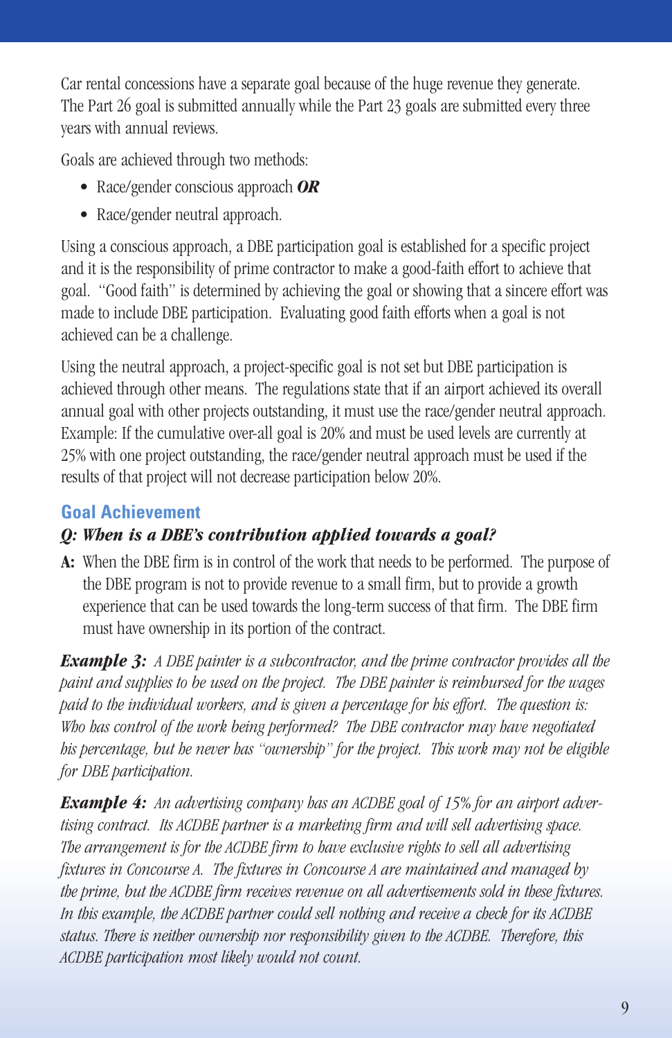Car rental concessions have a separate goal because of the huge revenue they generate. The Part 26 goal is submitted annually while the Part 23 goals are submitted every three years with annual reviews.

Goals are achieved through two methods:

- Race/gender conscious approach ***OR***
- Race/gender neutral approach.

Using a conscious approach, a DBE participation goal is established for a specific project and it is the responsibility of prime contractor to make a good-faith effort to achieve that goal. "Good faith" is determined by achieving the goal or showing that a sincere effort was made to include DBE participation. Evaluating good faith efforts when a goal is not achieved can be a challenge.

Using the neutral approach, a project-specific goal is not set but DBE participation is achieved through other means. The regulations state that if an airport achieved its overall annual goal with other projects outstanding, it must use the race/gender neutral approach. Example: If the cumulative over-all goal is 20% and must be used levels are currently at 25% with one project outstanding, the race/gender neutral approach must be used if the results of that project will not decrease participation below 20%.

## Goal Achievement

***Q: When is a DBE's contribution applied towards a goal?***

**A:** When the DBE firm is in control of the work that needs to be performed. The purpose of the DBE program is not to provide revenue to a small firm, but to provide a growth experience that can be used towards the long-term success of that firm. The DBE firm must have ownership in its portion of the contract.

***Example 3:*** *A DBE painter is a subcontractor, and the prime contractor provides all the paint and supplies to be used on the project. The DBE painter is reimbursed for the wages paid to the individual workers, and is given a percentage for his effort. The question is: Who has control of the work being performed? The DBE contractor may have negotiated his percentage, but he never has "ownership" for the project. This work may not be eligible for DBE participation.*

***Example 4:*** *An advertising company has an ACDBE goal of 15% for an airport advertising contract. Its ACDBE partner is a marketing firm and will sell advertising space. The arrangement is for the ACDBE firm to have exclusive rights to sell all advertising fixtures in Concourse A. The fixtures in Concourse A are maintained and managed by the prime, but the ACDBE firm receives revenue on all advertisements sold in these fixtures. In this example, the ACDBE partner could sell nothing and receive a check for its ACDBE status. There is neither ownership nor responsibility given to the ACDBE. Therefore, this ACDBE participation most likely would not count.*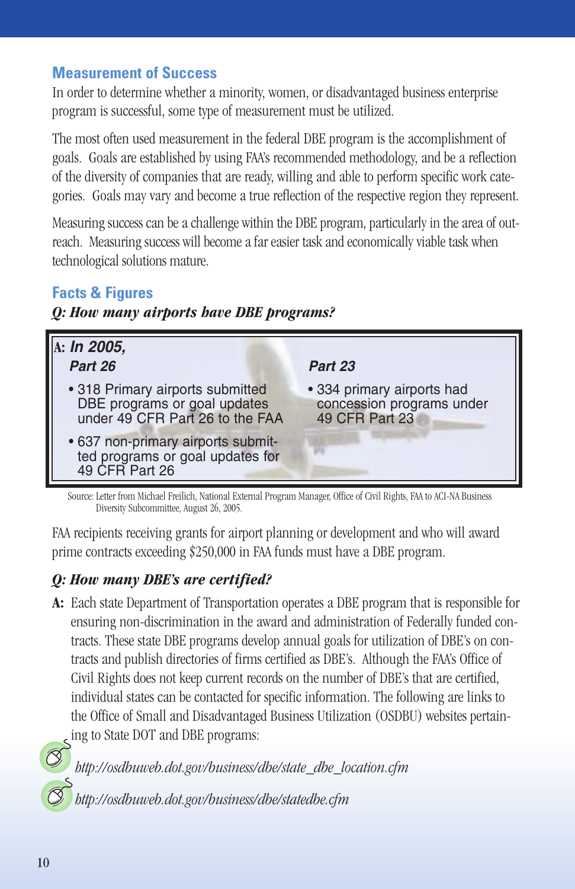## Measurement of Success

In order to determine whether a minority, women, or disadvantaged business enterprise program is successful, some type of measurement must be utilized.

The most often used measurement in the federal DBE program is the accomplishment of goals. Goals are established by using FAA's recommended methodology, and be a reflection of the diversity of companies that are ready, willing and able to perform specific work categories. Goals may vary and become a true reflection of the respective region they represent.

Measuring success can be a challenge within the DBE program, particularly in the area of outreach. Measuring success will become a far easier task and economically viable task when technological solutions mature.

## Facts & Figures

***Q: How many airports have DBE programs?***

**A:** ***In 2005,***

***Part 26***

- 318 Primary airports submitted DBE programs or goal updates under 49 CFR Part 26 to the FAA
- 637 non-primary airports submitted programs or goal updates for 49 CFR Part 26

***Part 23***

- 334 primary airports had concession programs under 49 CFR Part 23

Source: Letter from Michael Freilich, National External Program Manager, Office of Civil Rights, FAA to ACI-NA Business Diversity Subcommittee, August 26, 2005.

FAA recipients receiving grants for airport planning or development and who will award prime contracts exceeding $250,000 in FAA funds must have a DBE program.

***Q: How many DBE's are certified?***

**A:** Each state Department of Transportation operates a DBE program that is responsible for ensuring non-discrimination in the award and administration of Federally funded contracts. These state DBE programs develop annual goals for utilization of DBE's on contracts and publish directories of firms certified as DBE's. Although the FAA's Office of Civil Rights does not keep current records on the number of DBE's that are certified, individual states can be contacted for specific information. The following are links to the Office of Small and Disadvantaged Business Utilization (OSDBU) websites pertaining to State DOT and DBE programs:

*http://osdbuweb.dot.gov/business/dbe/state_dbe_location.cfm*

*http://osdbuweb.dot.gov/business/dbe/statedbe.cfm*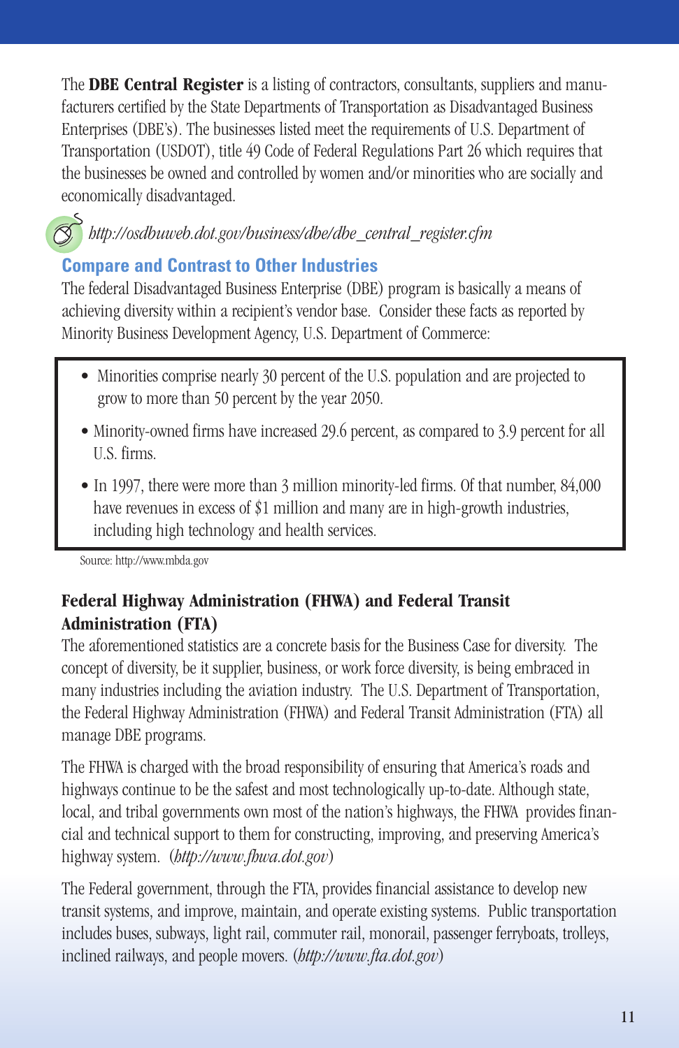The **DBE Central Register** is a listing of contractors, consultants, suppliers and manufacturers certified by the State Departments of Transportation as Disadvantaged Business Enterprises (DBE's). The businesses listed meet the requirements of U.S. Department of Transportation (USDOT), title 49 Code of Federal Regulations Part 26 which requires that the businesses be owned and controlled by women and/or minorities who are socially and economically disadvantaged.

*http://osdbuweb.dot.gov/business/dbe/dbe_central_register.cfm*

## Compare and Contrast to Other Industries

The federal Disadvantaged Business Enterprise (DBE) program is basically a means of achieving diversity within a recipient's vendor base. Consider these facts as reported by Minority Business Development Agency, U.S. Department of Commerce:

- Minorities comprise nearly 30 percent of the U.S. population and are projected to grow to more than 50 percent by the year 2050.
- Minority-owned firms have increased 29.6 percent, as compared to 3.9 percent for all U.S. firms.
- In 1997, there were more than 3 million minority-led firms. Of that number, 84,000 have revenues in excess of $1 million and many are in high-growth industries, including high technology and health services.

Source: http://www.mbda.gov

### Federal Highway Administration (FHWA) and Federal Transit Administration (FTA)

The aforementioned statistics are a concrete basis for the Business Case for diversity. The concept of diversity, be it supplier, business, or work force diversity, is being embraced in many industries including the aviation industry. The U.S. Department of Transportation, the Federal Highway Administration (FHWA) and Federal Transit Administration (FTA) all manage DBE programs.

The FHWA is charged with the broad responsibility of ensuring that America's roads and highways continue to be the safest and most technologically up-to-date. Although state, local, and tribal governments own most of the nation's highways, the FHWA provides financial and technical support to them for constructing, improving, and preserving America's highway system. (*http://www.fhwa.dot.gov*)

The Federal government, through the FTA, provides financial assistance to develop new transit systems, and improve, maintain, and operate existing systems. Public transportation includes buses, subways, light rail, commuter rail, monorail, passenger ferryboats, trolleys, inclined railways, and people movers. (*http://www.fta.dot.gov*)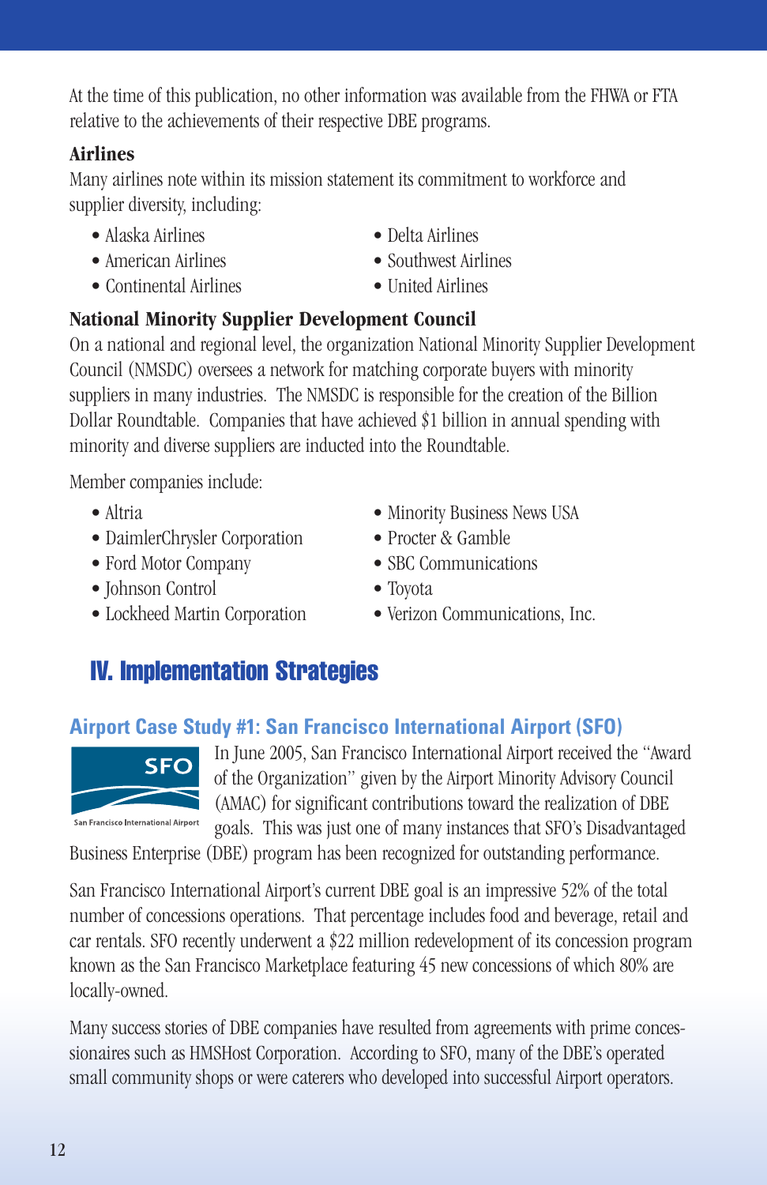At the time of this publication, no other information was available from the FHWA or FTA relative to the achievements of their respective DBE programs.

**Airlines**

Many airlines note within its mission statement its commitment to workforce and supplier diversity, including:

- Alaska Airlines
- American Airlines
- Continental Airlines
- Delta Airlines
- Southwest Airlines
- United Airlines

**National Minority Supplier Development Council**

On a national and regional level, the organization National Minority Supplier Development Council (NMSDC) oversees a network for matching corporate buyers with minority suppliers in many industries. The NMSDC is responsible for the creation of the Billion Dollar Roundtable. Companies that have achieved $1 billion in annual spending with minority and diverse suppliers are inducted into the Roundtable.

Member companies include:

- Altria
- DaimlerChrysler Corporation
- Ford Motor Company
- Johnson Control
- Lockheed Martin Corporation
- Minority Business News USA
- Procter & Gamble
- SBC Communications
- Toyota
- Verizon Communications, Inc.

## IV. Implementation Strategies

### Airport Case Study #1: San Francisco International Airport (SFO)

SFO
San Francisco International Airport

In June 2005, San Francisco International Airport received the "Award of the Organization" given by the Airport Minority Advisory Council (AMAC) for significant contributions toward the realization of DBE goals. This was just one of many instances that SFO's Disadvantaged Business Enterprise (DBE) program has been recognized for outstanding performance.

San Francisco International Airport's current DBE goal is an impressive 52% of the total number of concessions operations. That percentage includes food and beverage, retail and car rentals. SFO recently underwent a $22 million redevelopment of its concession program known as the San Francisco Marketplace featuring 45 new concessions of which 80% are locally-owned.

Many success stories of DBE companies have resulted from agreements with prime concessionaires such as HMSHost Corporation. According to SFO, many of the DBE's operated small community shops or were caterers who developed into successful Airport operators.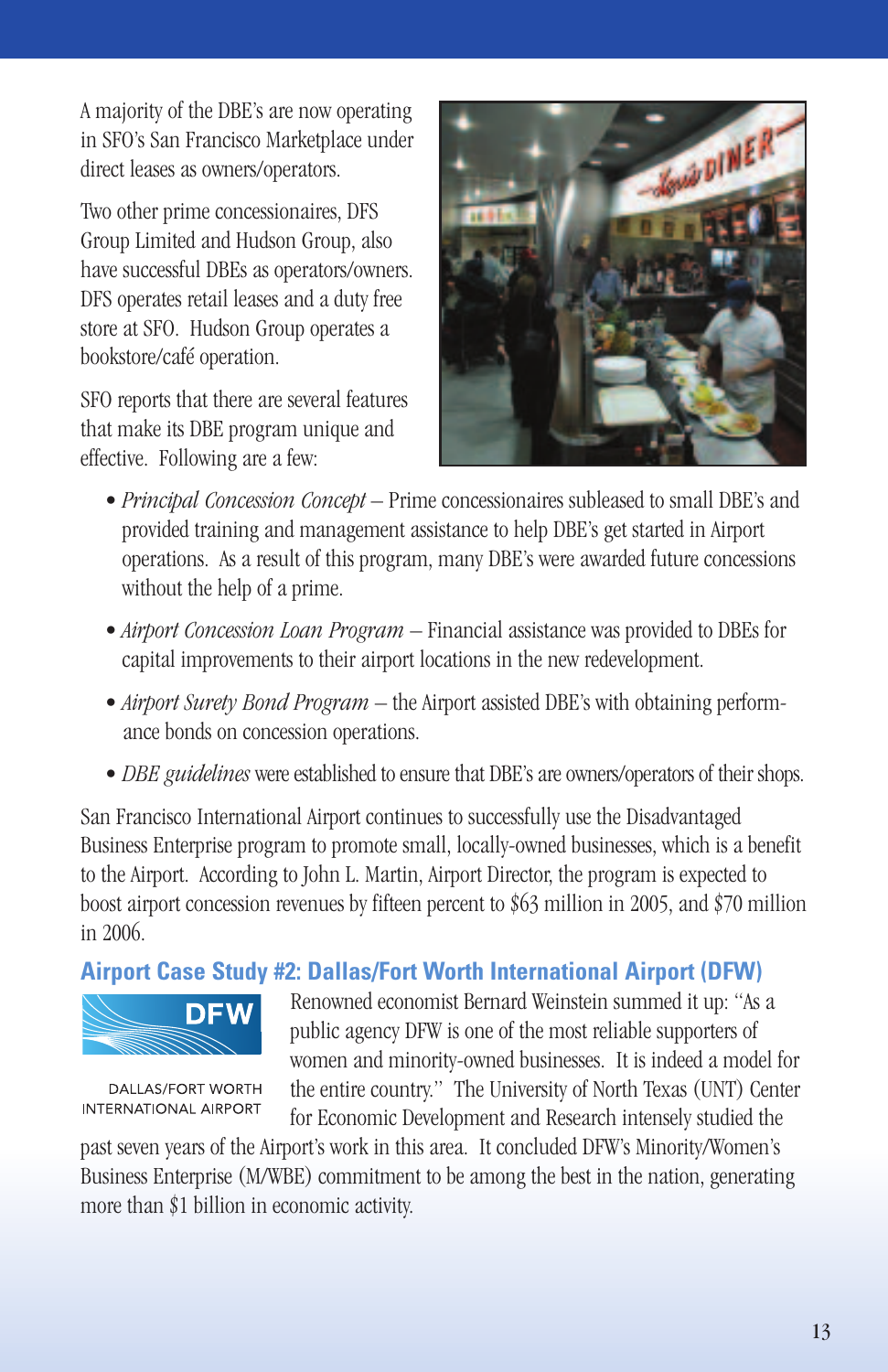A majority of the DBE's are now operating in SFO's San Francisco Marketplace under direct leases as owners/operators.

Two other prime concessionaires, DFS Group Limited and Hudson Group, also have successful DBEs as operators/owners. DFS operates retail leases and a duty free store at SFO. Hudson Group operates a bookstore/café operation.

SFO reports that there are several features that make its DBE program unique and effective. Following are a few:

- *Principal Concession Concept* – Prime concessionaires subleased to small DBE's and provided training and management assistance to help DBE's get started in Airport operations. As a result of this program, many DBE's were awarded future concessions without the help of a prime.
- *Airport Concession Loan Program* – Financial assistance was provided to DBEs for capital improvements to their airport locations in the new redevelopment.
- *Airport Surety Bond Program* – the Airport assisted DBE's with obtaining performance bonds on concession operations.
- *DBE guidelines* were established to ensure that DBE's are owners/operators of their shops.

San Francisco International Airport continues to successfully use the Disadvantaged Business Enterprise program to promote small, locally-owned businesses, which is a benefit to the Airport. According to John L. Martin, Airport Director, the program is expected to boost airport concession revenues by fifteen percent to $63 million in 2005, and $70 million in 2006.

## Airport Case Study #2: Dallas/Fort Worth International Airport (DFW)

DALLAS/FORT WORTH INTERNATIONAL AIRPORT

Renowned economist Bernard Weinstein summed it up: "As a public agency DFW is one of the most reliable supporters of women and minority-owned businesses. It is indeed a model for the entire country." The University of North Texas (UNT) Center for Economic Development and Research intensely studied the past seven years of the Airport's work in this area. It concluded DFW's Minority/Women's Business Enterprise (M/WBE) commitment to be among the best in the nation, generating more than $1 billion in economic activity.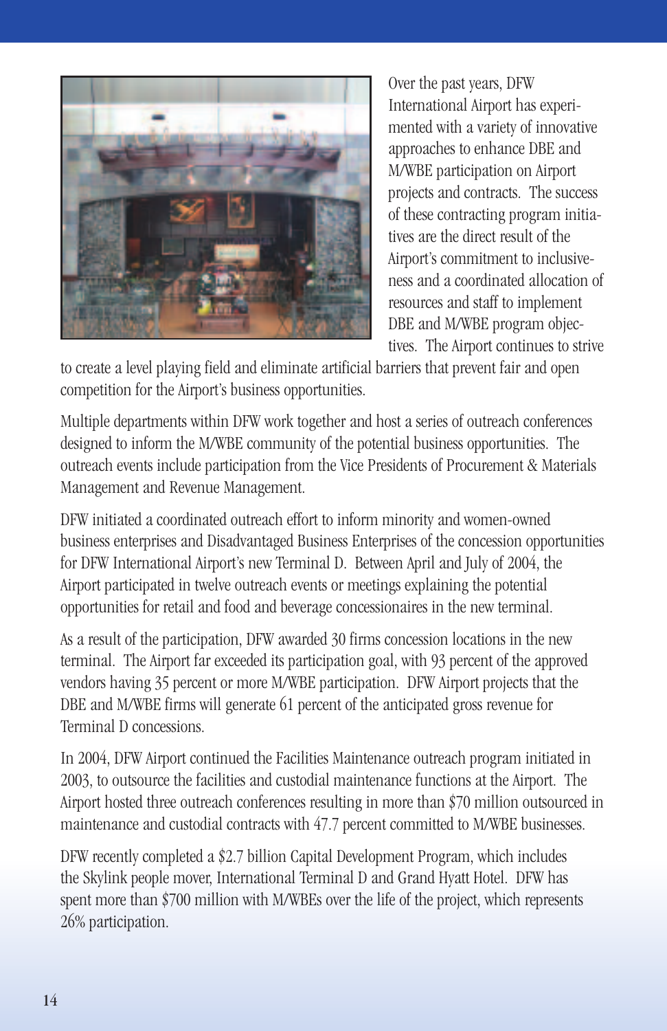Over the past years, DFW International Airport has experimented with a variety of innovative approaches to enhance DBE and M/WBE participation on Airport projects and contracts. The success of these contracting program initiatives are the direct result of the Airport's commitment to inclusiveness and a coordinated allocation of resources and staff to implement DBE and M/WBE program objectives. The Airport continues to strive to create a level playing field and eliminate artificial barriers that prevent fair and open competition for the Airport's business opportunities.

Multiple departments within DFW work together and host a series of outreach conferences designed to inform the M/WBE community of the potential business opportunities. The outreach events include participation from the Vice Presidents of Procurement & Materials Management and Revenue Management.

DFW initiated a coordinated outreach effort to inform minority and women-owned business enterprises and Disadvantaged Business Enterprises of the concession opportunities for DFW International Airport's new Terminal D. Between April and July of 2004, the Airport participated in twelve outreach events or meetings explaining the potential opportunities for retail and food and beverage concessionaires in the new terminal.

As a result of the participation, DFW awarded 30 firms concession locations in the new terminal. The Airport far exceeded its participation goal, with 93 percent of the approved vendors having 35 percent or more M/WBE participation. DFW Airport projects that the DBE and M/WBE firms will generate 61 percent of the anticipated gross revenue for Terminal D concessions.

In 2004, DFW Airport continued the Facilities Maintenance outreach program initiated in 2003, to outsource the facilities and custodial maintenance functions at the Airport. The Airport hosted three outreach conferences resulting in more than $70 million outsourced in maintenance and custodial contracts with 47.7 percent committed to M/WBE businesses.

DFW recently completed a $2.7 billion Capital Development Program, which includes the Skylink people mover, International Terminal D and Grand Hyatt Hotel. DFW has spent more than $700 million with M/WBEs over the life of the project, which represents 26% participation.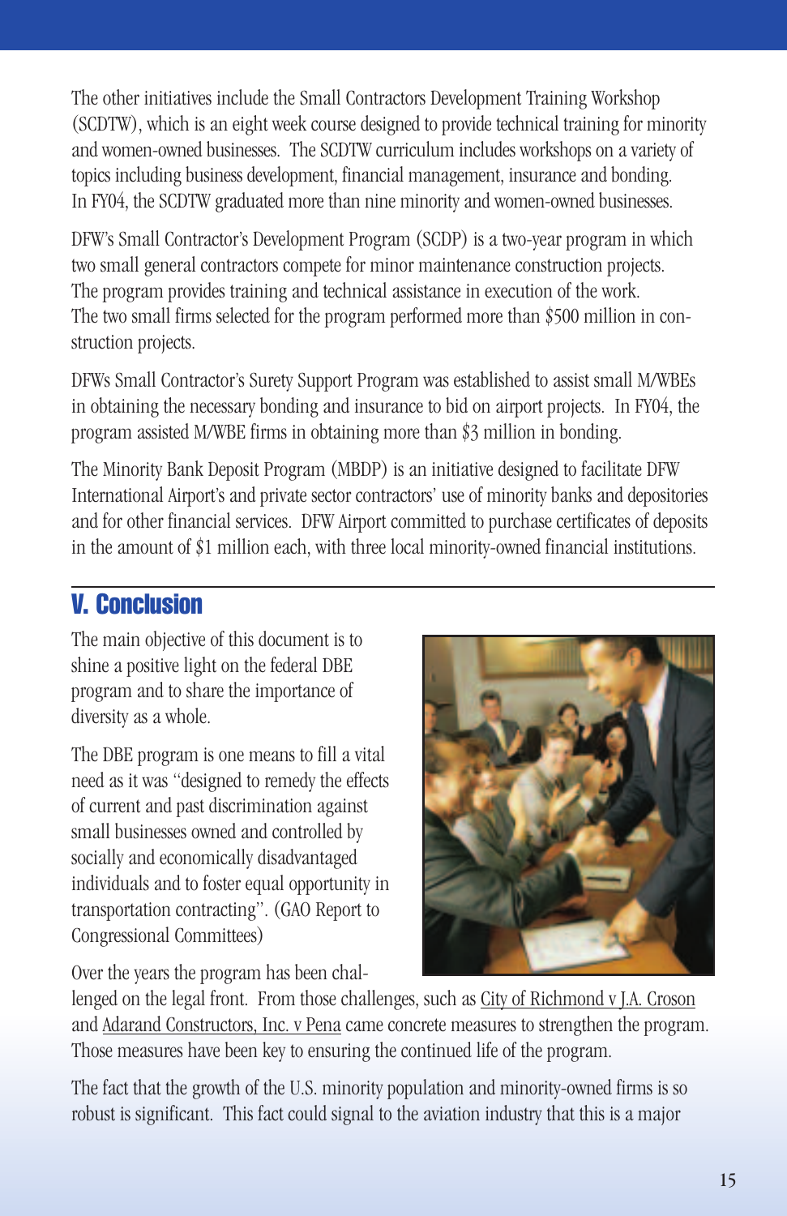The other initiatives include the Small Contractors Development Training Workshop (SCDTW), which is an eight week course designed to provide technical training for minority and women-owned businesses. The SCDTW curriculum includes workshops on a variety of topics including business development, financial management, insurance and bonding. In FY04, the SCDTW graduated more than nine minority and women-owned businesses.

DFW's Small Contractor's Development Program (SCDP) is a two-year program in which two small general contractors compete for minor maintenance construction projects. The program provides training and technical assistance in execution of the work. The two small firms selected for the program performed more than $500 million in construction projects.

DFWs Small Contractor's Surety Support Program was established to assist small M/WBEs in obtaining the necessary bonding and insurance to bid on airport projects. In FY04, the program assisted M/WBE firms in obtaining more than $3 million in bonding.

The Minority Bank Deposit Program (MBDP) is an initiative designed to facilitate DFW International Airport's and private sector contractors' use of minority banks and depositories and for other financial services. DFW Airport committed to purchase certificates of deposits in the amount of $1 million each, with three local minority-owned financial institutions.

## V. Conclusion

The main objective of this document is to shine a positive light on the federal DBE program and to share the importance of diversity as a whole.

The DBE program is one means to fill a vital need as it was "designed to remedy the effects of current and past discrimination against small businesses owned and controlled by socially and economically disadvantaged individuals and to foster equal opportunity in transportation contracting". (GAO Report to Congressional Committees)

Over the years the program has been challenged on the legal front. From those challenges, such as City of Richmond v J.A. Croson and Adarand Constructors, Inc. v Pena came concrete measures to strengthen the program. Those measures have been key to ensuring the continued life of the program.

The fact that the growth of the U.S. minority population and minority-owned firms is so robust is significant. This fact could signal to the aviation industry that this is a major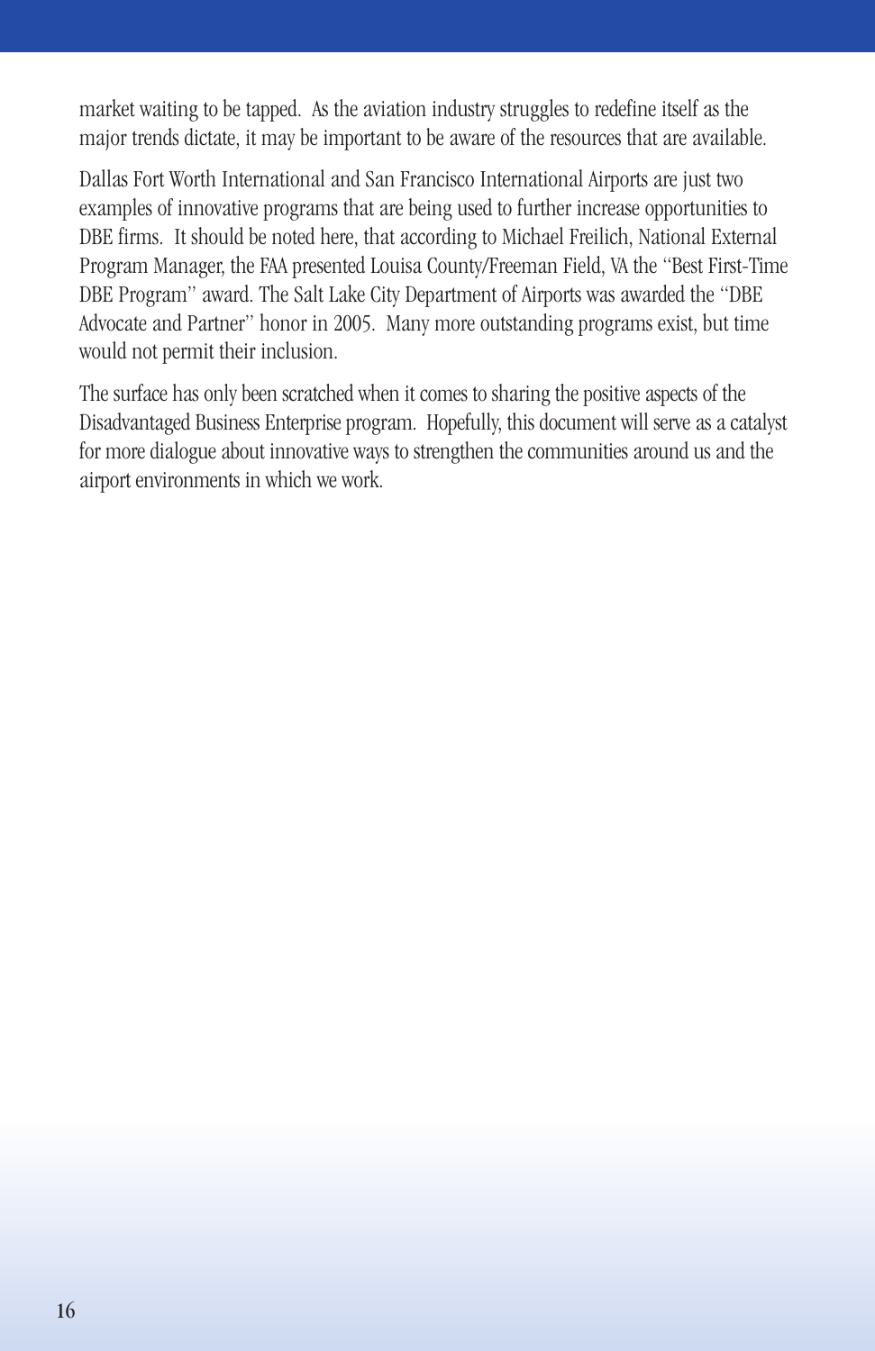market waiting to be tapped. As the aviation industry struggles to redefine itself as the major trends dictate, it may be important to be aware of the resources that are available.

Dallas Fort Worth International and San Francisco International Airports are just two examples of innovative programs that are being used to further increase opportunities to DBE firms. It should be noted here, that according to Michael Freilich, National External Program Manager, the FAA presented Louisa County/Freeman Field, VA the "Best First-Time DBE Program" award. The Salt Lake City Department of Airports was awarded the "DBE Advocate and Partner" honor in 2005. Many more outstanding programs exist, but time would not permit their inclusion.

The surface has only been scratched when it comes to sharing the positive aspects of the Disadvantaged Business Enterprise program. Hopefully, this document will serve as a catalyst for more dialogue about innovative ways to strengthen the communities around us and the airport environments in which we work.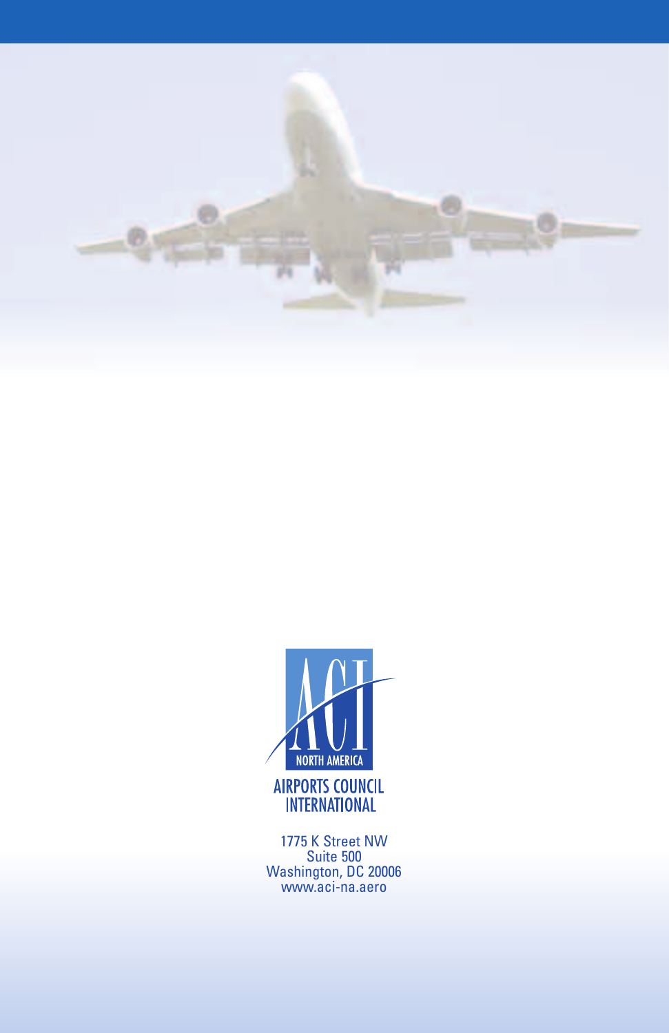NORTH AMERICA

AIRPORTS COUNCIL INTERNATIONAL

1775 K Street NW
Suite 500
Washington, DC 20006
www.aci-na.aero